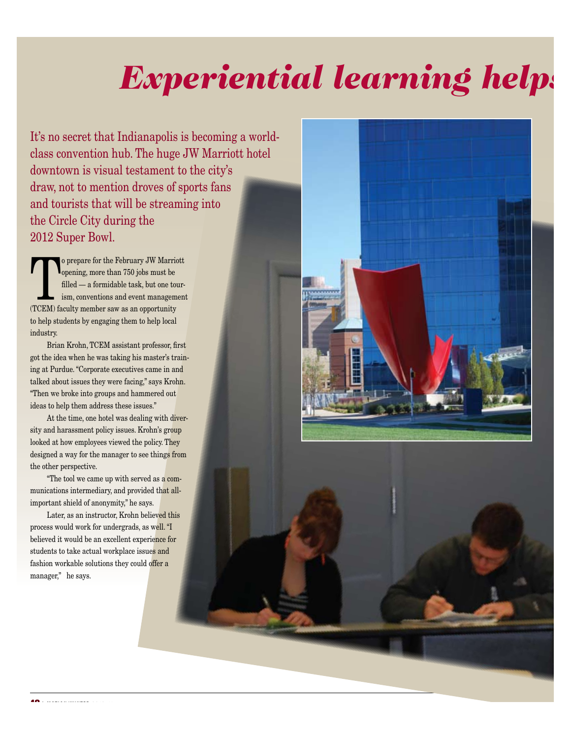# *Experiential learning helps*

It's no secret that Indianapolis is becoming a world-class convention hub. The huge JW Marriott hotel downtown is visual testament to the city's draw, not to mention droves of sports fans and tourists that will be streaming into the Circle City during the 2012 Super Bowl.

To prepare for the February JW Marriott opening, more than 750 jobs must be filled — a formidable task, but one tourism, conventions and event management (TCEM) faculty member saw as an opportunity to help students by engaging them to help local industry.

Brian Krohn, TCEM assistant professor, first got the idea when he was taking his master's training at Purdue. "Corporate executives came in and talked about issues they were facing," says Krohn. "Then we broke into groups and hammered out ideas to help them address these issues."

At the time, one hotel was dealing with diversity and harassment policy issues. Krohn's group looked at how employees viewed the policy. They designed a way for the manager to see things from the other perspective.

"The tool we came up with served as a communications intermediary, and provided that all-important shield of anonymity," he says.

Later, as an instructor, Krohn believed this process would work for undergrads, as well. "I believed it would be an excellent experience for students to take actual workplace issues and fashion workable solutions they could offer a manager," he says.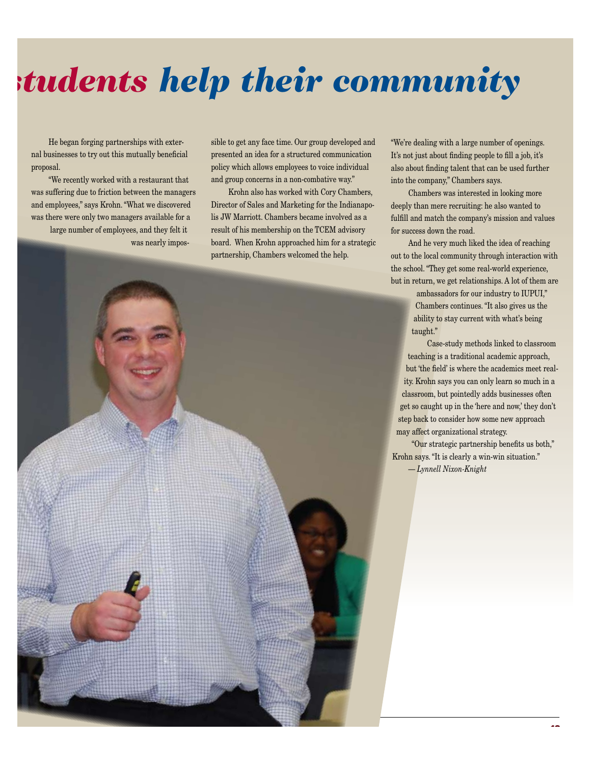# students help their community

He began forging partnerships with external businesses to try out this mutually beneficial proposal.

"We recently worked with a restaurant that was suffering due to friction between the managers and employees," says Krohn. "What we discovered was there were only two managers available for a large number of employees, and they felt it was nearly impossible to get any face time. Our group developed and presented an idea for a structured communication policy which allows employees to voice individual and group concerns in a non-combative way."

Krohn also has worked with Cory Chambers, Director of Sales and Marketing for the Indianapolis JW Marriott. Chambers became involved as a result of his membership on the TCEM advisory board. When Krohn approached him for a strategic partnership, Chambers welcomed the help.

"We're dealing with a large number of openings. It's not just about finding people to fill a job, it's also about finding talent that can be used further into the company," Chambers says.

Chambers was interested in looking more deeply than mere recruiting: he also wanted to fulfill and match the company's mission and values for success down the road.

And he very much liked the idea of reaching out to the local community through interaction with the school. "They get some real-world experience, but in return, we get relationships. A lot of them are ambassadors for our industry to IUPUI," Chambers continues. "It also gives us the ability to stay current with what's being taught."

Case-study methods linked to classroom teaching is a traditional academic approach, but 'the field' is where the academics meet reality. Krohn says you can only learn so much in a classroom, but pointedly adds businesses often get so caught up in the 'here and now,' they don't step back to consider how some new approach may affect organizational strategy.

"Our strategic partnership benefits us both," Krohn says. "It is clearly a win-win situation."

*— Lynnell Nixon-Knight*